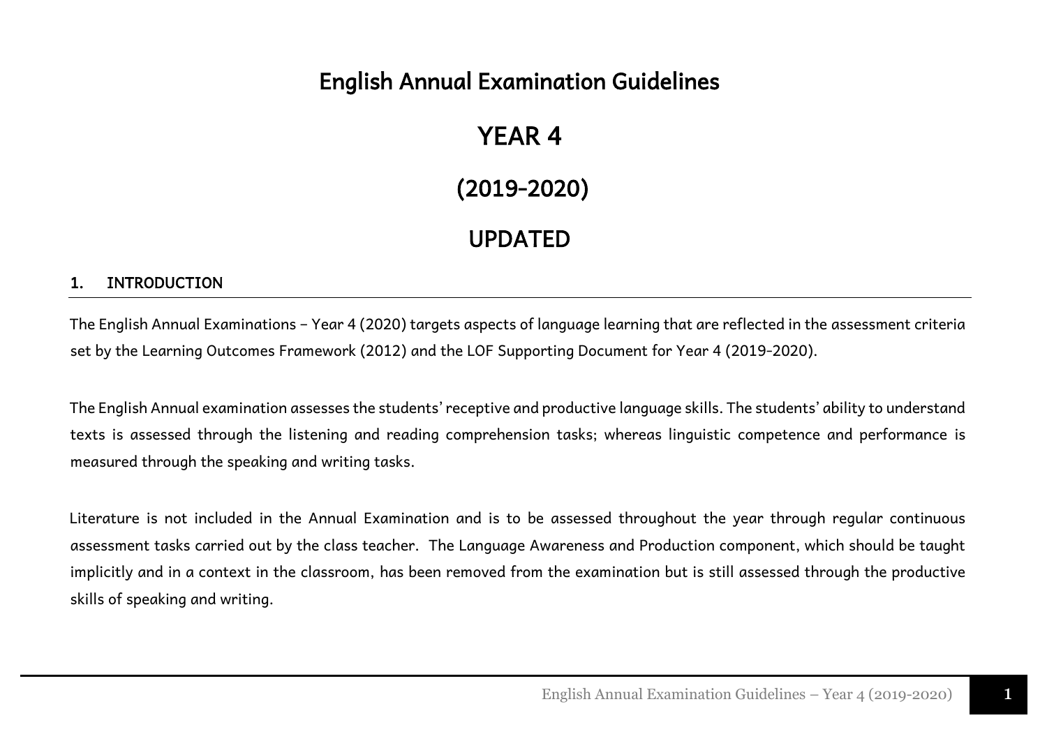# English Annual Examination Guidelines

# YEAR 4

# (2019-2020)

# UPDATED

## 1. INTRODUCTION

The English Annual Examinations – Year 4 (2020) targets aspects of language learning that are reflected in the assessment criteria set by the Learning Outcomes Framework (2012) and the LOF Supporting Document for Year 4 (2019-2020).

The English Annual examination assesses the students' receptive and productive language skills. The students' ability to understand texts is assessed through the listening and reading comprehension tasks; whereas linguistic competence and performance is measured through the speaking and writing tasks.

Literature is not included in the Annual Examination and is to be assessed throughout the year through regular continuous assessment tasks carried out by the class teacher. The Language Awareness and Production component, which should be taught implicitly and in a context in the classroom, has been removed from the examination but is still assessed through the productive skills of speaking and writing.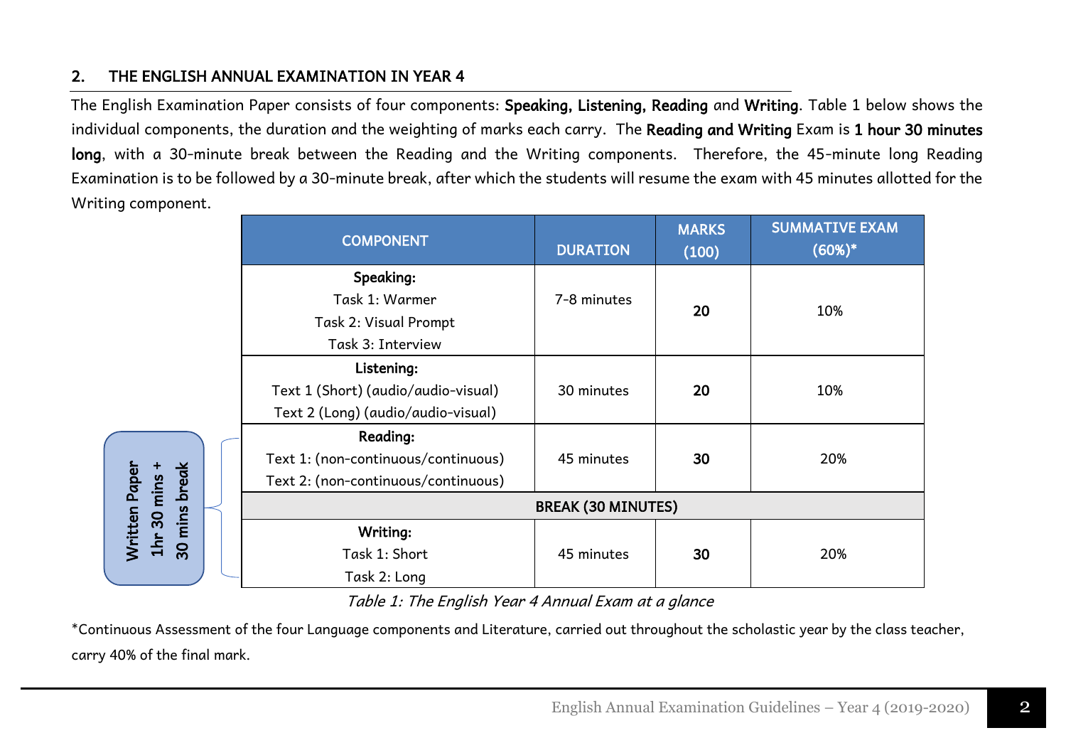## 2. THE ENGLISH ANNUAL EXAMINATION IN YEAR 4

The English Examination Paper consists of four components: **Speaking, Listening, Reading** and **Writing**. Table 1 below shows the individual components, the duration and the weighting of marks each carry. The **Reading and Writing** Exam is **1 hour 30 minutes long**, with a 30-minute break between the Reading and the Writing components. Therefore, the 45-minute long Reading Examination is to be followed by a 30-minute break, after which the students will resume the exam with 45 minutes allotted for the Writing component.

| | COMPONENT | DURATION | MARKS (100) | SUMMATIVE EXAM (60%)* |
|---|---|---|---|---|
| | **Speaking:**<br>Task 1: Warmer<br>Task 2: Visual Prompt<br>Task 3: Interview | 7-8 minutes | **20** | 10% |
| | **Listening:**<br>Text 1 (Short) (audio/audio-visual)<br>Text 2 (Long) (audio/audio-visual) | 30 minutes | **20** | 10% |
| **Written Paper 1hr 30 mins + 30 mins break** | **Reading:**<br>Text 1: (non-continuous/continuous)<br>Text 2: (non-continuous/continuous) | 45 minutes | **30** | 20% |
| | **BREAK (30 MINUTES)** | | | |
| | **Writing:**<br>Task 1: Short<br>Task 2: Long | 45 minutes | **30** | 20% |

*Table 1: The English Year 4 Annual Exam at a glance*

*Continuous Assessment of the four Language components and Literature, carried out throughout the scholastic year by the class teacher, carry 40% of the final mark.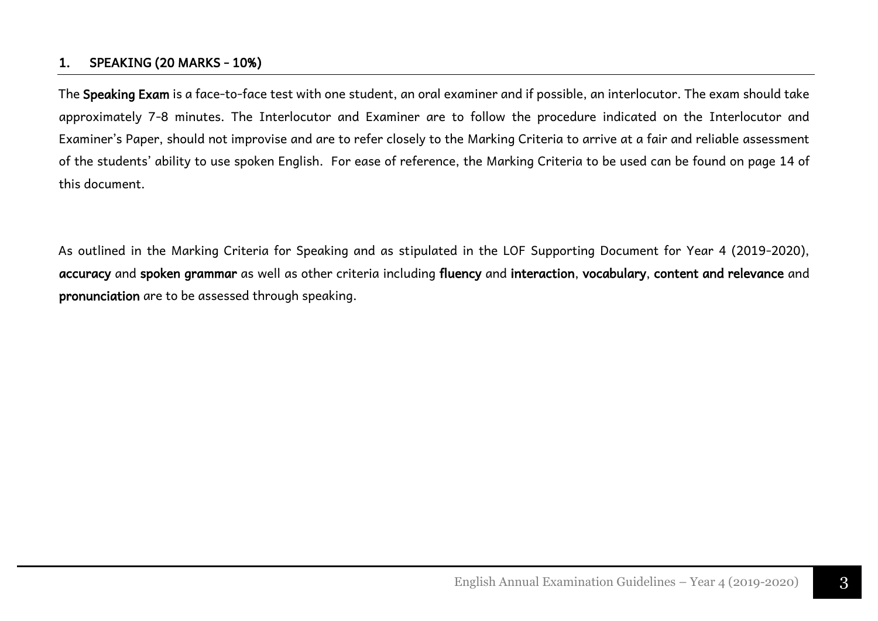## 1. SPEAKING (20 MARKS – 10%)

The **Speaking Exam** is a face-to-face test with one student, an oral examiner and if possible, an interlocutor. The exam should take approximately 7-8 minutes. The Interlocutor and Examiner are to follow the procedure indicated on the Interlocutor and Examiner's Paper, should not improvise and are to refer closely to the Marking Criteria to arrive at a fair and reliable assessment of the students' ability to use spoken English. For ease of reference, the Marking Criteria to be used can be found on page 14 of this document.

As outlined in the Marking Criteria for Speaking and as stipulated in the LOF Supporting Document for Year 4 (2019-2020), **accuracy** and **spoken grammar** as well as other criteria including **fluency** and **interaction**, **vocabulary**, **content and relevance** and **pronunciation** are to be assessed through speaking.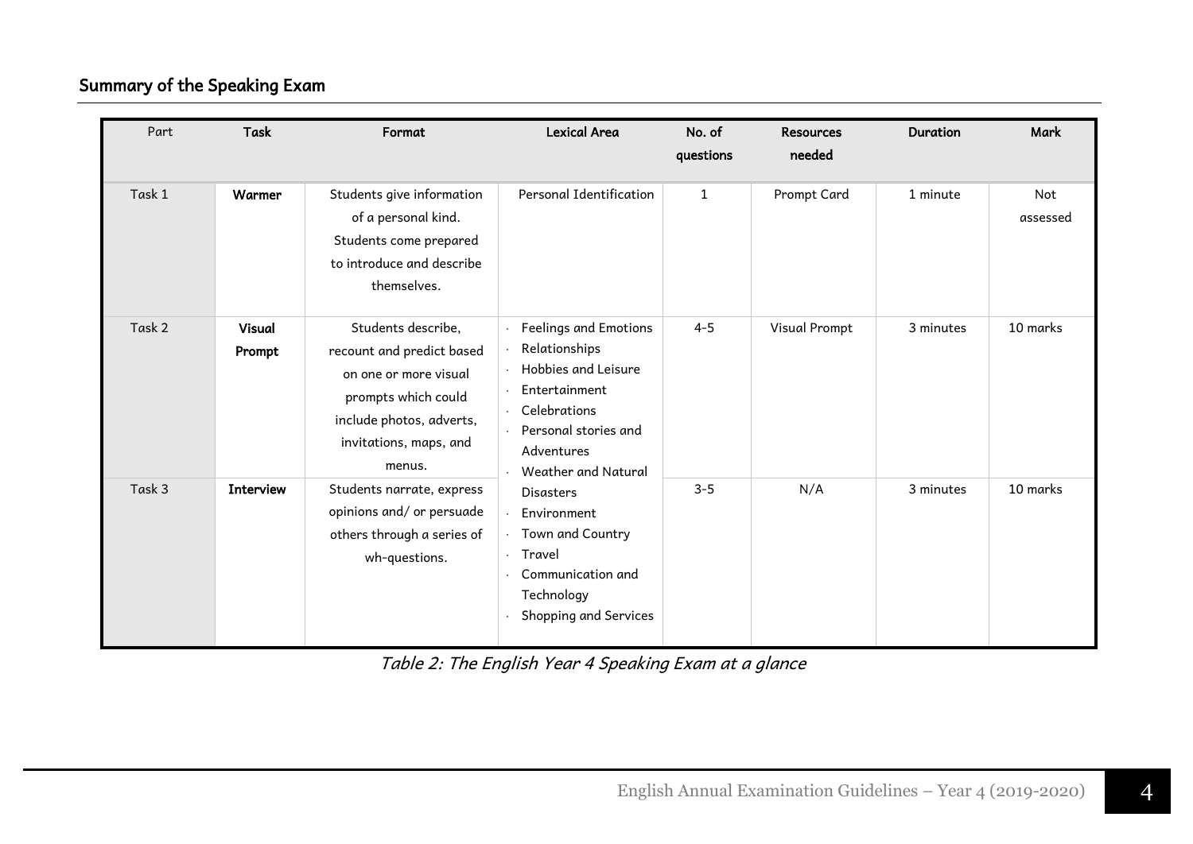## Summary of the Speaking Exam

| Part | Task | Format | Lexical Area | No. of questions | Resources needed | Duration | Mark |
|---|---|---|---|---|---|---|---|
| Task 1 | **Warmer** | Students give information of a personal kind. Students come prepared to introduce and describe themselves. | Personal Identification | 1 | Prompt Card | 1 minute | Not assessed |
| Task 2 | **Visual Prompt** | Students describe, recount and predict based on one or more visual prompts which could include photos, adverts, invitations, maps, and menus. | · Feelings and Emotions<br>· Relationships<br>· Hobbies and Leisure<br>· Entertainment<br>· Celebrations<br>· Personal stories and Adventures<br>· Weather and Natural Disasters<br>· Environment<br>· Town and Country<br>· Travel<br>· Communication and Technology<br>· Shopping and Services | 4-5 | Visual Prompt | 3 minutes | 10 marks |
| Task 3 | **Interview** | Students narrate, express opinions and/ or persuade others through a series of wh-questions. | | 3-5 | N/A | 3 minutes | 10 marks |

*Table 2: The English Year 4 Speaking Exam at a glance*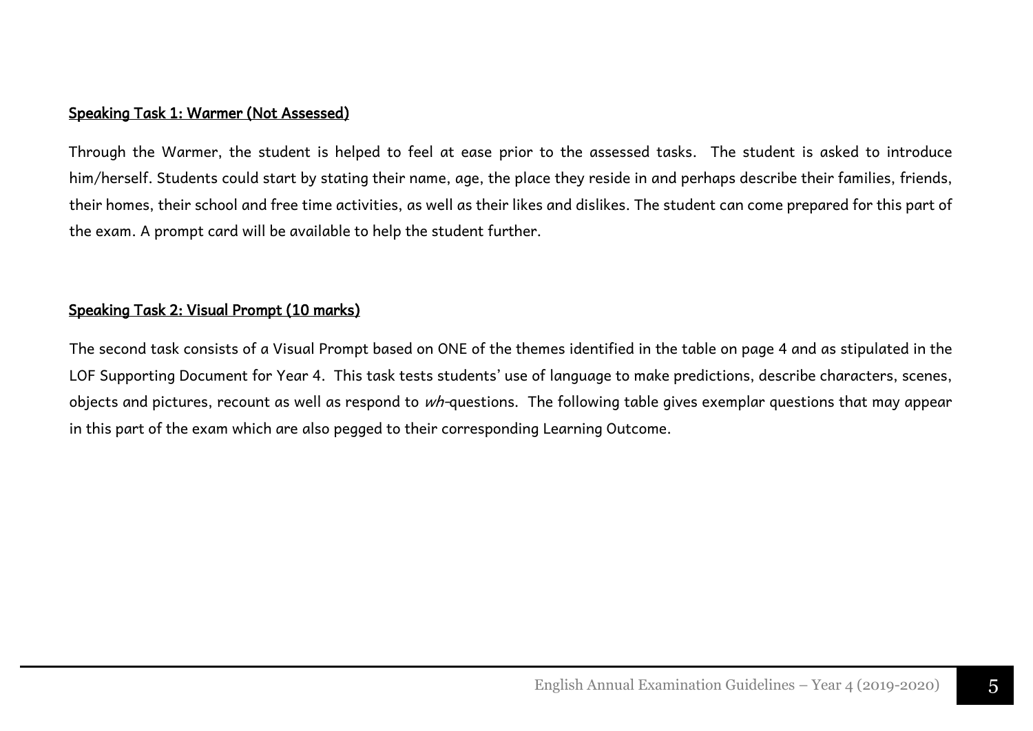## Speaking Task 1: Warmer (Not Assessed)

Through the Warmer, the student is helped to feel at ease prior to the assessed tasks. The student is asked to introduce him/herself. Students could start by stating their name, age, the place they reside in and perhaps describe their families, friends, their homes, their school and free time activities, as well as their likes and dislikes. The student can come prepared for this part of the exam. A prompt card will be available to help the student further.

## Speaking Task 2: Visual Prompt (10 marks)

The second task consists of a Visual Prompt based on ONE of the themes identified in the table on page 4 and as stipulated in the LOF Supporting Document for Year 4. This task tests students' use of language to make predictions, describe characters, scenes, objects and pictures, recount as well as respond to *wh*-questions. The following table gives exemplar questions that may appear in this part of the exam which are also pegged to their corresponding Learning Outcome.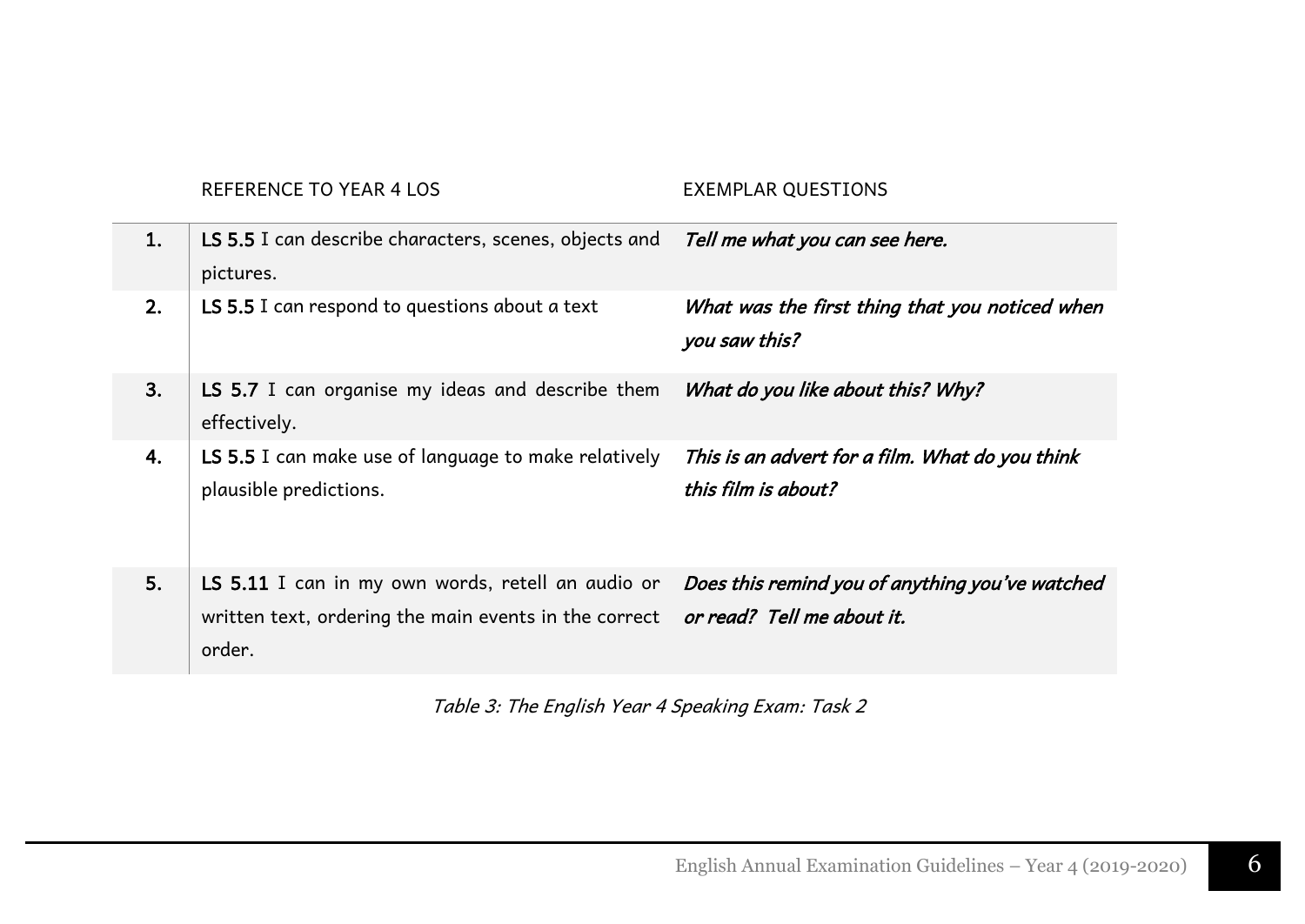| | REFERENCE TO YEAR 4 LOS | EXEMPLAR QUESTIONS |
|---|---|---|
| 1. | **LS 5.5** I can describe characters, scenes, objects and pictures. | ***Tell me what you can see here.*** |
| 2. | **LS 5.5** I can respond to questions about a text | ***What was the first thing that you noticed when you saw this?*** |
| 3. | **LS 5.7** I can organise my ideas and describe them effectively. | ***What do you like about this? Why?*** |
| 4. | **LS 5.5** I can make use of language to make relatively plausible predictions. | ***This is an advert for a film. What do you think this film is about?*** |
| 5. | **LS 5.11** I can in my own words, retell an audio or written text, ordering the main events in the correct order. | ***Does this remind you of anything you've watched or read? Tell me about it.*** |

*Table 3: The English Year 4 Speaking Exam: Task 2*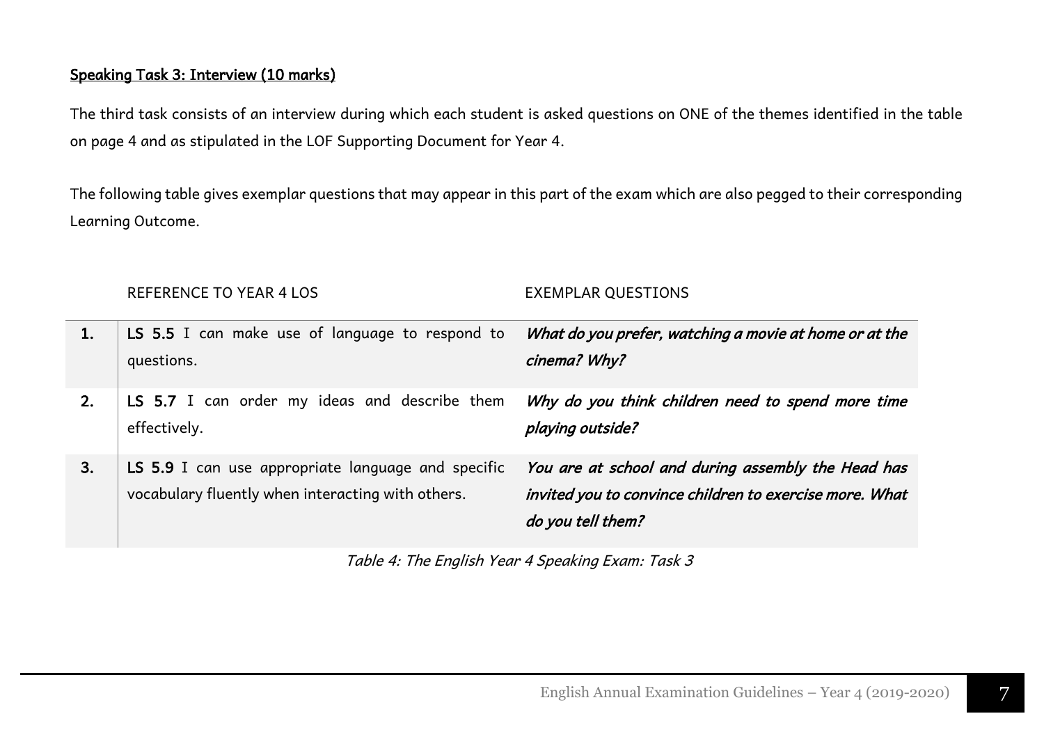## Speaking Task 3: Interview (10 marks)

The third task consists of an interview during which each student is asked questions on ONE of the themes identified in the table on page 4 and as stipulated in the LOF Supporting Document for Year 4.

The following table gives exemplar questions that may appear in this part of the exam which are also pegged to their corresponding Learning Outcome.

| | REFERENCE TO YEAR 4 LOS | EXEMPLAR QUESTIONS |
|---|---|---|
| **1.** | **LS 5.5** I can make use of language to respond to questions. | ***What do you prefer, watching a movie at home or at the cinema? Why?*** |
| **2.** | **LS 5.7** I can order my ideas and describe them effectively. | ***Why do you think children need to spend more time playing outside?*** |
| **3.** | **LS 5.9** I can use appropriate language and specific vocabulary fluently when interacting with others. | ***You are at school and during assembly the Head has invited you to convince children to exercise more. What do you tell them?*** |

*Table 4: The English Year 4 Speaking Exam: Task 3*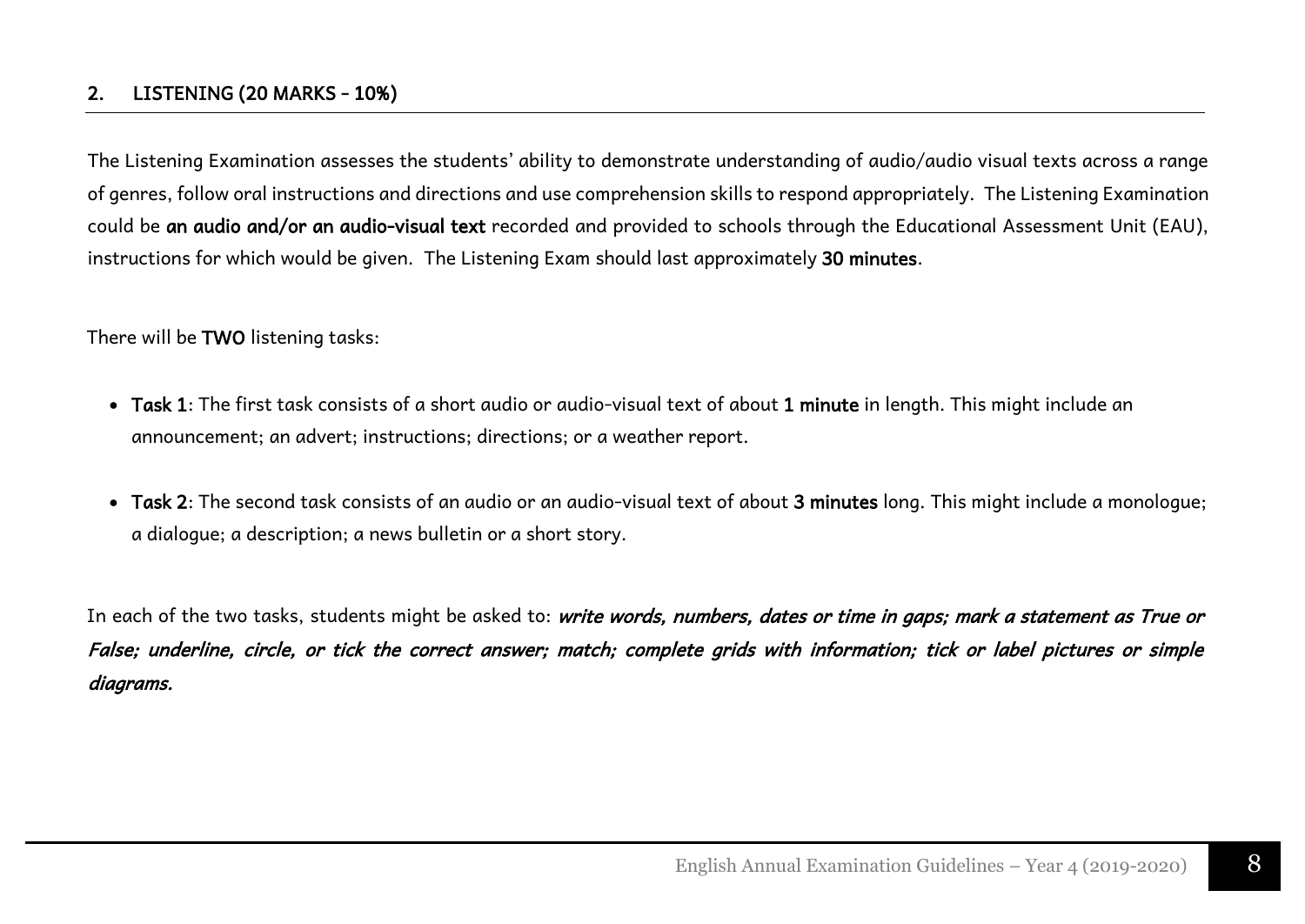## 2. LISTENING (20 MARKS – 10%)

The Listening Examination assesses the students' ability to demonstrate understanding of audio/audio visual texts across a range of genres, follow oral instructions and directions and use comprehension skills to respond appropriately. The Listening Examination could be **an audio and/or an audio-visual text** recorded and provided to schools through the Educational Assessment Unit (EAU), instructions for which would be given. The Listening Exam should last approximately **30 minutes**.

There will be **TWO** listening tasks:

- **Task 1**: The first task consists of a short audio or audio-visual text of about **1 minute** in length. This might include an announcement; an advert; instructions; directions; or a weather report.
- **Task 2**: The second task consists of an audio or an audio-visual text of about **3 minutes** long. This might include a monologue; a dialogue; a description; a news bulletin or a short story.

In each of the two tasks, students might be asked to: ***write words, numbers, dates or time in gaps; mark a statement as True or False; underline, circle, or tick the correct answer; match; complete grids with information; tick or label pictures or simple diagrams.***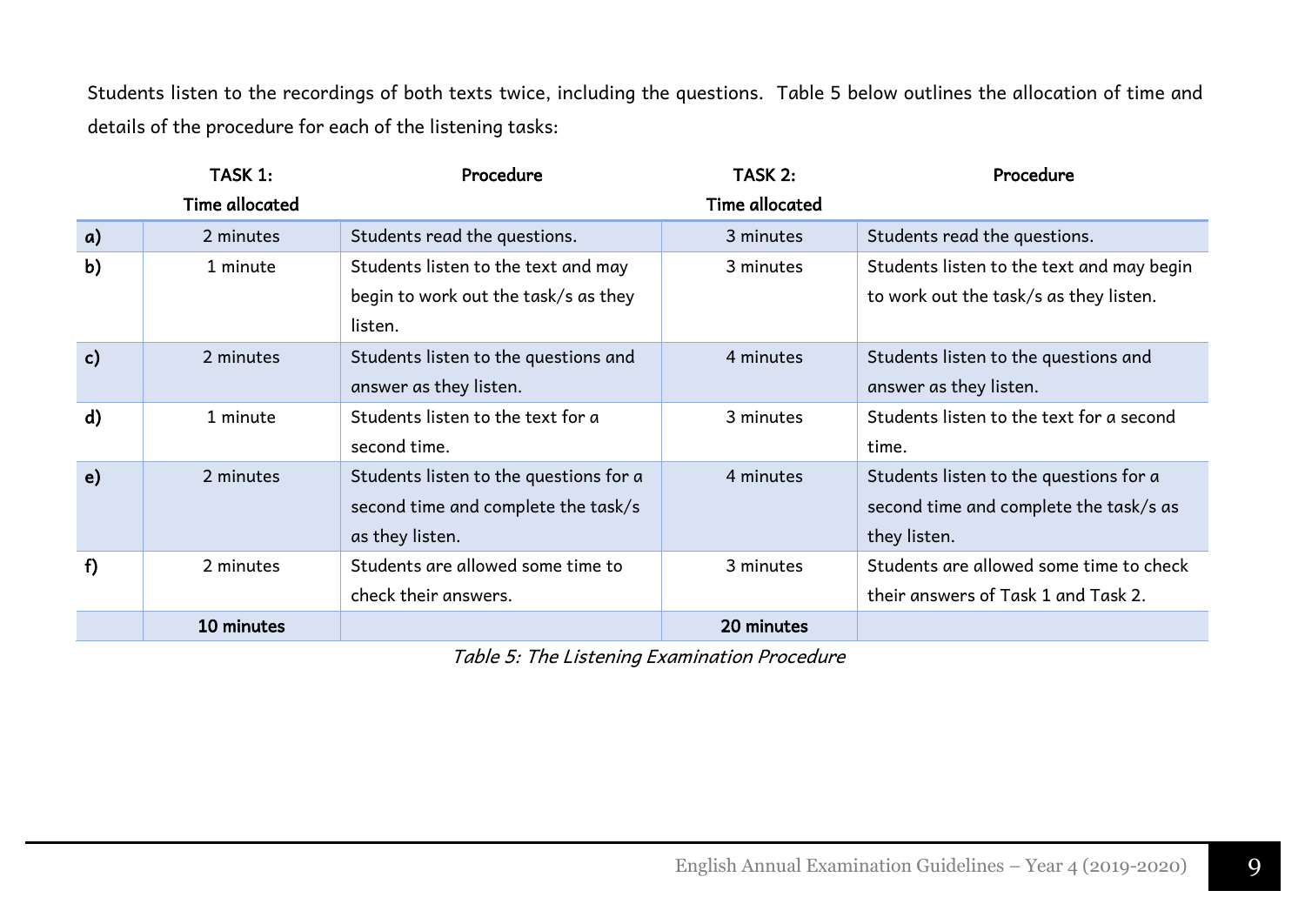Students listen to the recordings of both texts twice, including the questions. Table 5 below outlines the allocation of time and details of the procedure for each of the listening tasks:

| | **TASK 1: Time allocated** | **Procedure** | **TASK 2: Time allocated** | **Procedure** |
|---|---|---|---|---|
| **a)** | 2 minutes | Students read the questions. | 3 minutes | Students read the questions. |
| **b)** | 1 minute | Students listen to the text and may begin to work out the task/s as they listen. | 3 minutes | Students listen to the text and may begin to work out the task/s as they listen. |
| **c)** | 2 minutes | Students listen to the questions and answer as they listen. | 4 minutes | Students listen to the questions and answer as they listen. |
| **d)** | 1 minute | Students listen to the text for a second time. | 3 minutes | Students listen to the text for a second time. |
| **e)** | 2 minutes | Students listen to the questions for a second time and complete the task/s as they listen. | 4 minutes | Students listen to the questions for a second time and complete the task/s as they listen. |
| **f)** | 2 minutes | Students are allowed some time to check their answers. | 3 minutes | Students are allowed some time to check their answers of Task 1 and Task 2. |
| | **10 minutes** | | **20 minutes** | |

*Table 5: The Listening Examination Procedure*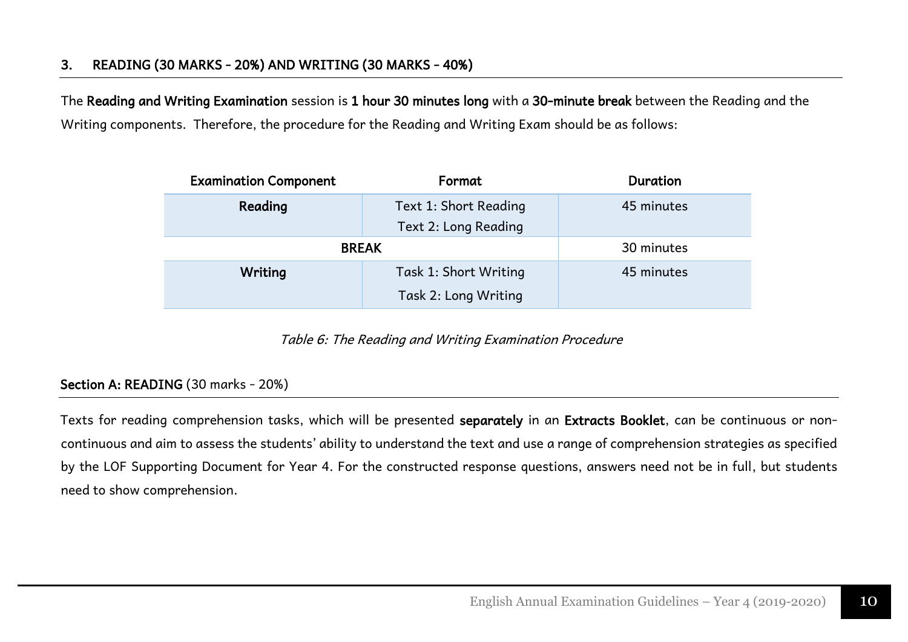## 3. READING (30 MARKS – 20%) AND WRITING (30 MARKS – 40%)

The **Reading and Writing Examination** session is **1 hour 30 minutes long** with a **30-minute break** between the Reading and the Writing components. Therefore, the procedure for the Reading and Writing Exam should be as follows:

| Examination Component | Format | Duration |
|---|---|---|
| **Reading** | Text 1: Short Reading<br>Text 2: Long Reading | 45 minutes |
| **BREAK** | | 30 minutes |
| **Writing** | Task 1: Short Writing<br>Task 2: Long Writing | 45 minutes |

*Table 6: The Reading and Writing Examination Procedure*

### Section A: READING (30 marks – 20%)

Texts for reading comprehension tasks, which will be presented **separately** in an **Extracts Booklet**, can be continuous or non-continuous and aim to assess the students' ability to understand the text and use a range of comprehension strategies as specified by the LOF Supporting Document for Year 4. For the constructed response questions, answers need not be in full, but students need to show comprehension.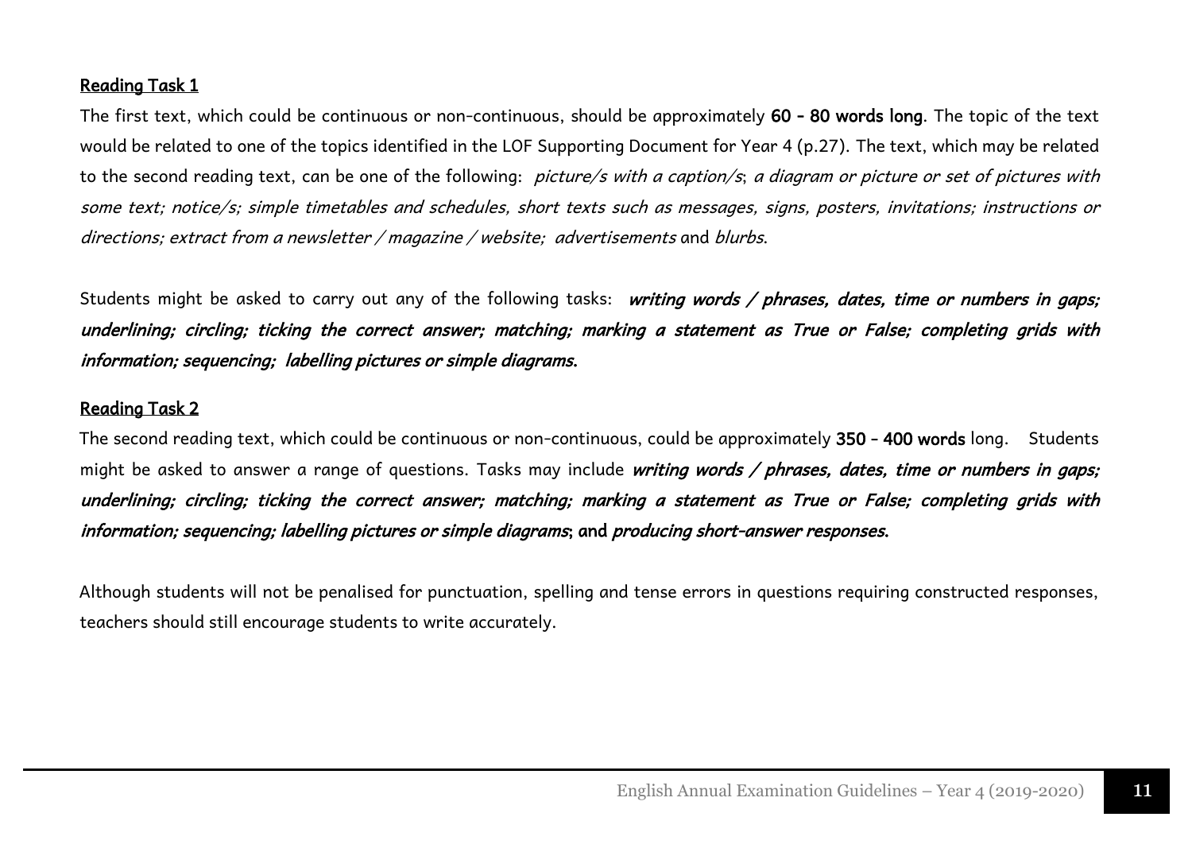## Reading Task 1

The first text, which could be continuous or non-continuous, should be approximately **60 – 80 words long**. The topic of the text would be related to one of the topics identified in the LOF Supporting Document for Year 4 (p.27). The text, which may be related to the second reading text, can be one of the following: *picture/s with a caption/s*; *a diagram or picture or set of pictures with some text; notice/s; simple timetables and schedules, short texts such as messages, signs, posters, invitations; instructions or directions; extract from a newsletter / magazine / website; advertisements* and *blurbs*.

Students might be asked to carry out any of the following tasks: ***writing words / phrases, dates, time or numbers in gaps; underlining; circling; ticking the correct answer; matching; marking a statement as True or False; completing grids with information; sequencing; labelling pictures or simple diagrams.***

## Reading Task 2

The second reading text, which could be continuous or non-continuous, could be approximately **350 – 400 words** long. Students might be asked to answer a range of questions. Tasks may include ***writing words / phrases, dates, time or numbers in gaps; underlining; circling; ticking the correct answer; matching; marking a statement as True or False; completing grids with information; sequencing; labelling pictures or simple diagrams*; and *producing short-answer responses.***

Although students will not be penalised for punctuation, spelling and tense errors in questions requiring constructed responses, teachers should still encourage students to write accurately.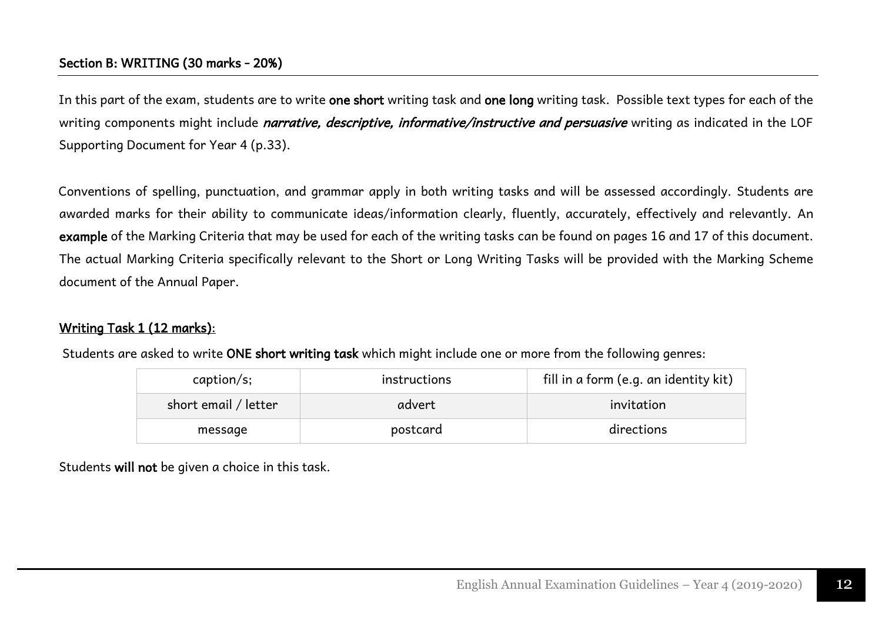## Section B: WRITING (30 marks – 20%)

In this part of the exam, students are to write **one short** writing task and **one long** writing task. Possible text types for each of the writing components might include ***narrative, descriptive, informative/instructive and persuasive*** writing as indicated in the LOF Supporting Document for Year 4 (p.33).

Conventions of spelling, punctuation, and grammar apply in both writing tasks and will be assessed accordingly. Students are awarded marks for their ability to communicate ideas/information clearly, fluently, accurately, effectively and relevantly. An **example** of the Marking Criteria that may be used for each of the writing tasks can be found on pages 16 and 17 of this document. The actual Marking Criteria specifically relevant to the Short or Long Writing Tasks will be provided with the Marking Scheme document of the Annual Paper.

### Writing Task 1 (12 marks):

Students are asked to write **ONE short writing task** which might include one or more from the following genres:

| caption/s; | instructions | fill in a form (e.g. an identity kit) |
|---|---|---|
| short email / letter | advert | invitation |
| message | postcard | directions |

Students **will not** be given a choice in this task.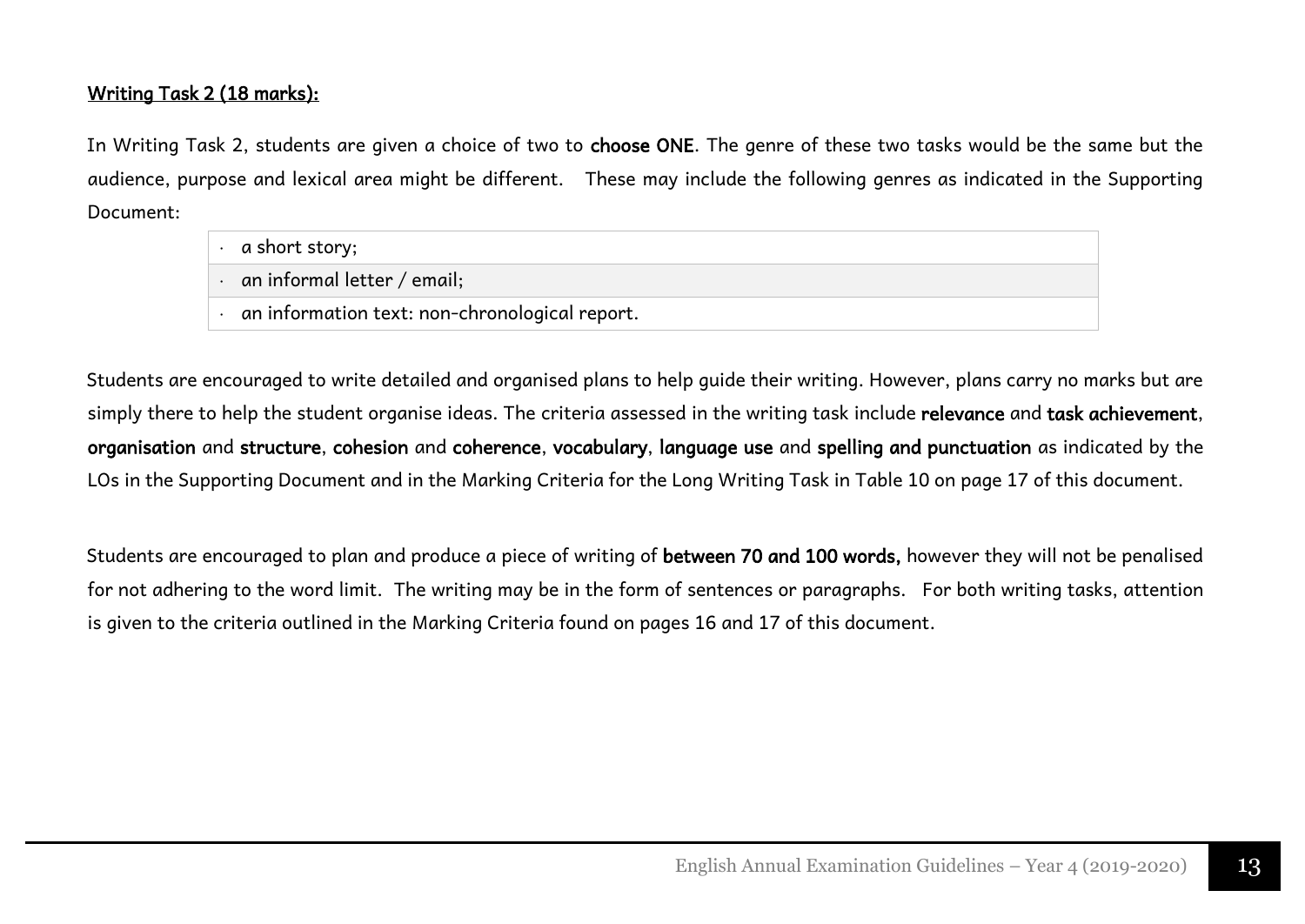**Writing Task 2 (18 marks):**

In Writing Task 2, students are given a choice of two to **choose ONE**. The genre of these two tasks would be the same but the audience, purpose and lexical area might be different. These may include the following genres as indicated in the Supporting Document:

- a short story;
- an informal letter / email;
- an information text: non-chronological report.

Students are encouraged to write detailed and organised plans to help guide their writing. However, plans carry no marks but are simply there to help the student organise ideas. The criteria assessed in the writing task include **relevance** and **task achievement**, **organisation** and **structure**, **cohesion** and **coherence**, **vocabulary**, **language use** and **spelling and punctuation** as indicated by the LOs in the Supporting Document and in the Marking Criteria for the Long Writing Task in Table 10 on page 17 of this document.

Students are encouraged to plan and produce a piece of writing of **between 70 and 100 words,** however they will not be penalised for not adhering to the word limit. The writing may be in the form of sentences or paragraphs. For both writing tasks, attention is given to the criteria outlined in the Marking Criteria found on pages 16 and 17 of this document.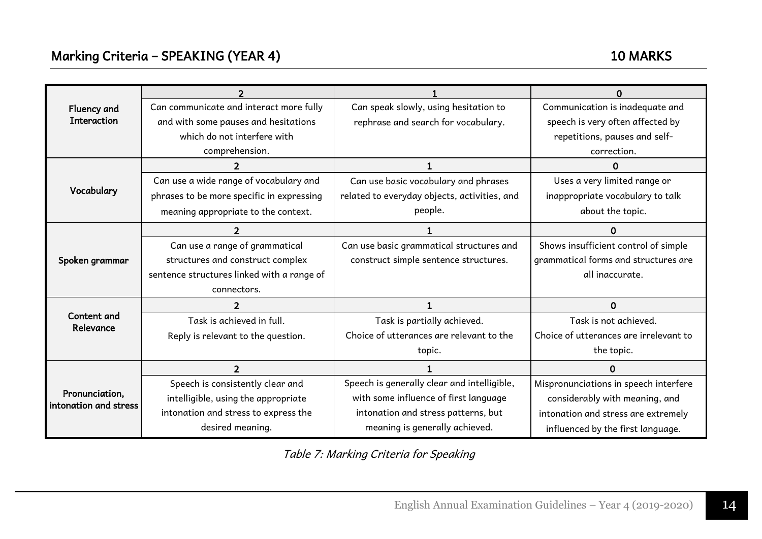## Marking Criteria – SPEAKING (YEAR 4) 10 MARKS

| | 2 | 1 | 0 |
|---|---|---|---|
| **Fluency and Interaction** | Can communicate and interact more fully and with some pauses and hesitations which do not interfere with comprehension. | Can speak slowly, using hesitation to rephrase and search for vocabulary. | Communication is inadequate and speech is very often affected by repetitions, pauses and self-correction. |
| | **2** | **1** | **0** |
| **Vocabulary** | Can use a wide range of vocabulary and phrases to be more specific in expressing meaning appropriate to the context. | Can use basic vocabulary and phrases related to everyday objects, activities, and people. | Uses a very limited range or inappropriate vocabulary to talk about the topic. |
| | **2** | **1** | **0** |
| **Spoken grammar** | Can use a range of grammatical structures and construct complex sentence structures linked with a range of connectors. | Can use basic grammatical structures and construct simple sentence structures. | Shows insufficient control of simple grammatical forms and structures are all inaccurate. |
| | **2** | **1** | **0** |
| **Content and Relevance** | Task is achieved in full. Reply is relevant to the question. | Task is partially achieved. Choice of utterances are relevant to the topic. | Task is not achieved. Choice of utterances are irrelevant to the topic. |
| | **2** | **1** | **0** |
| **Pronunciation, intonation and stress** | Speech is consistently clear and intelligible, using the appropriate intonation and stress to express the desired meaning. | Speech is generally clear and intelligible, with some influence of first language intonation and stress patterns, but meaning is generally achieved. | Mispronunciations in speech interfere considerably with meaning, and intonation and stress are extremely influenced by the first language. |

*Table 7: Marking Criteria for Speaking*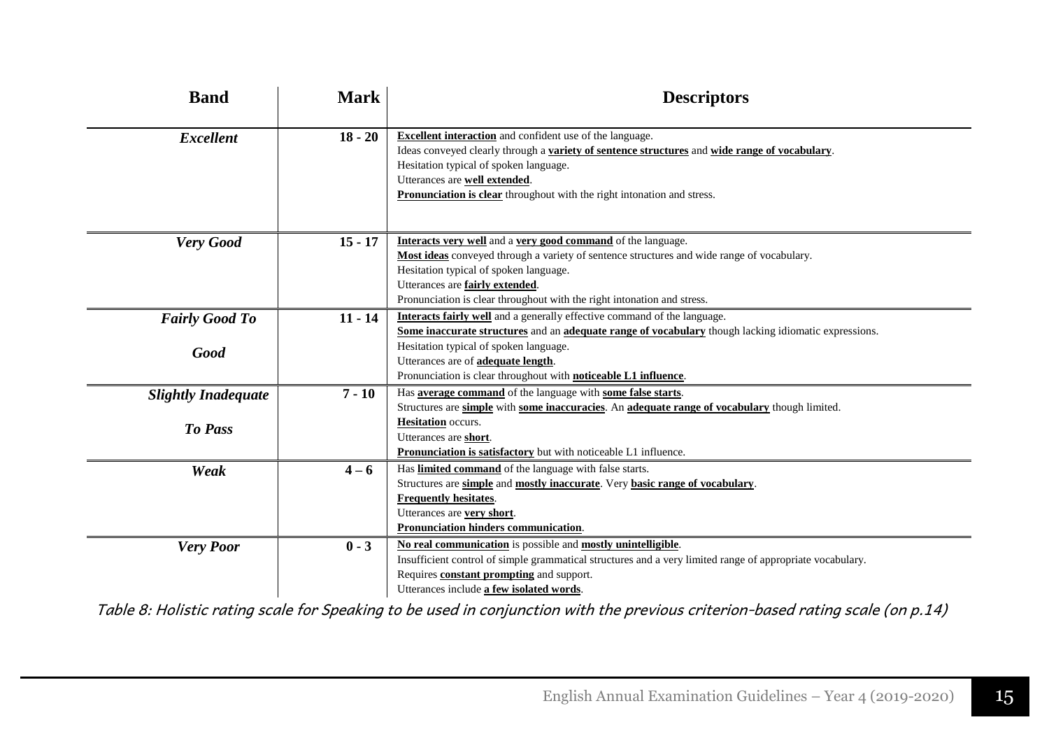| Band | Mark | Descriptors |
|---|---|---|
| ***Excellent*** | **18 - 20** | **Excellent interaction** and confident use of the language.<br>Ideas conveyed clearly through a **variety of sentence structures** and **wide range of vocabulary**.<br>Hesitation typical of spoken language.<br>Utterances are **well extended**.<br>**Pronunciation is clear** throughout with the right intonation and stress. |
| ***Very Good*** | **15 - 17** | **Interacts very well** and a **very good command** of the language.<br>**Most ideas** conveyed through a variety of sentence structures and wide range of vocabulary.<br>Hesitation typical of spoken language.<br>Utterances are **fairly extended**.<br>Pronunciation is clear throughout with the right intonation and stress. |
| ***Fairly Good To Good*** | **11 - 14** | **Interacts fairly well** and a generally effective command of the language.<br>**Some inaccurate structures** and an **adequate range of vocabulary** though lacking idiomatic expressions.<br>Hesitation typical of spoken language.<br>Utterances are of **adequate length**.<br>Pronunciation is clear throughout with **noticeable L1 influence**. |
| ***Slightly Inadequate To Pass*** | **7 - 10** | Has **average command** of the language with **some false starts**.<br>Structures are **simple** with **some inaccuracies**. An **adequate range of vocabulary** though limited.<br>**Hesitation** occurs.<br>Utterances are **short**.<br>**Pronunciation is satisfactory** but with noticeable L1 influence. |
| ***Weak*** | **4 – 6** | Has **limited command** of the language with false starts.<br>Structures are **simple** and **mostly inaccurate**. Very **basic range of vocabulary**.<br>**Frequently hesitates**.<br>Utterances are **very short**.<br>**Pronunciation hinders communication**. |
| ***Very Poor*** | **0 - 3** | **No real communication** is possible and **mostly unintelligible**.<br>Insufficient control of simple grammatical structures and a very limited range of appropriate vocabulary.<br>Requires **constant prompting** and support.<br>Utterances include **a few isolated words**. |

*Table 8: Holistic rating scale for Speaking to be used in conjunction with the previous criterion-based rating scale (on p.14)*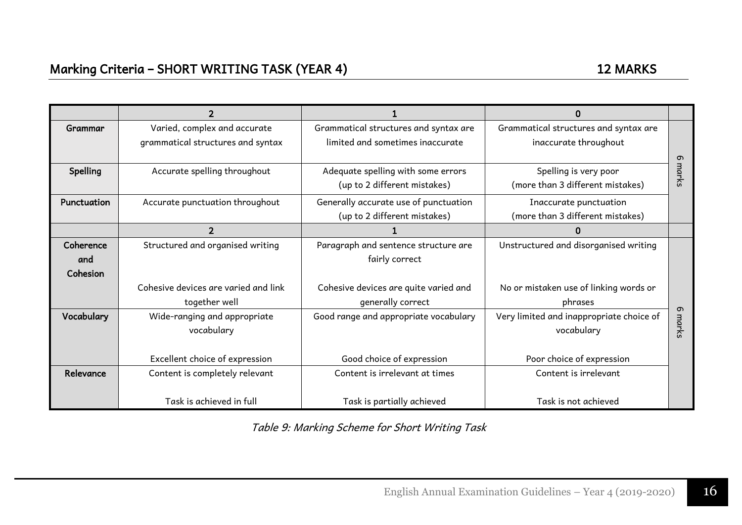## Marking Criteria – SHORT WRITING TASK (YEAR 4) 12 MARKS

| | 2 | 1 | 0 | |
|---|---|---|---|---|
| **Grammar** | Varied, complex and accurate grammatical structures and syntax | Grammatical structures and syntax are limited and sometimes inaccurate | Grammatical structures and syntax are inaccurate throughout | 6 marks |
| **Spelling** | Accurate spelling throughout | Adequate spelling with some errors (up to 2 different mistakes) | Spelling is very poor (more than 3 different mistakes) | |
| **Punctuation** | Accurate punctuation throughout | Generally accurate use of punctuation (up to 2 different mistakes) | Inaccurate punctuation (more than 3 different mistakes) | |
| | **2** | **1** | **0** | |
| **Coherence and Cohesion** | Structured and organised writing<br><br>Cohesive devices are varied and link together well | Paragraph and sentence structure are fairly correct<br><br>Cohesive devices are quite varied and generally correct | Unstructured and disorganised writing<br><br>No or mistaken use of linking words or phrases | 6 marks |
| **Vocabulary** | Wide-ranging and appropriate vocabulary<br><br>Excellent choice of expression | Good range and appropriate vocabulary<br><br>Good choice of expression | Very limited and inappropriate choice of vocabulary<br><br>Poor choice of expression | |
| **Relevance** | Content is completely relevant<br><br>Task is achieved in full | Content is irrelevant at times<br><br>Task is partially achieved | Content is irrelevant<br><br>Task is not achieved | |

*Table 9: Marking Scheme for Short Writing Task*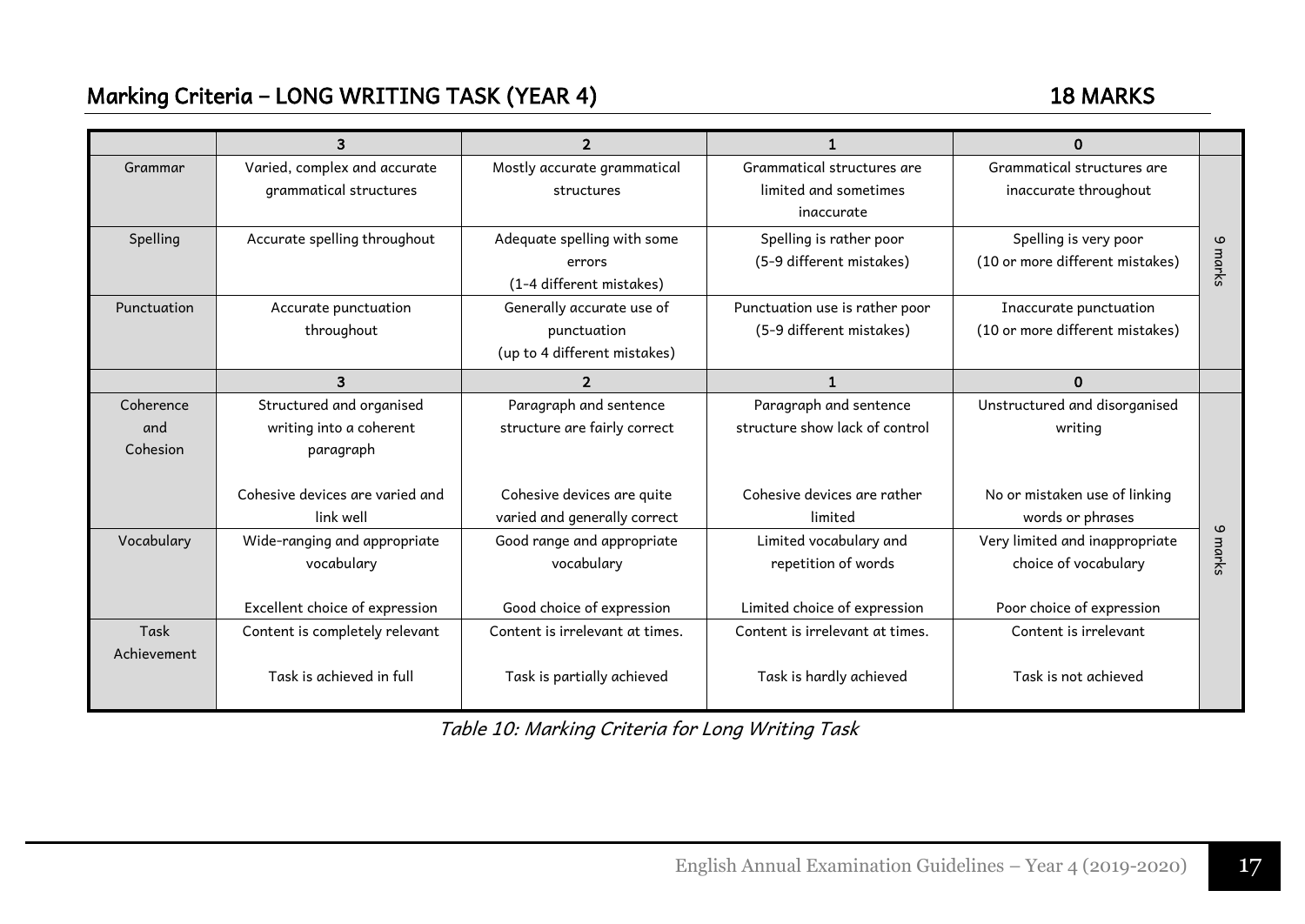## Marking Criteria – LONG WRITING TASK (YEAR 4) 18 MARKS

| | 3 | 2 | 1 | 0 | |
|---|---|---|---|---|---|
| Grammar | Varied, complex and accurate grammatical structures | Mostly accurate grammatical structures | Grammatical structures are limited and sometimes inaccurate | Grammatical structures are inaccurate throughout | 9 marks |
| Spelling | Accurate spelling throughout | Adequate spelling with some errors (1-4 different mistakes) | Spelling is rather poor (5-9 different mistakes) | Spelling is very poor (10 or more different mistakes) | |
| Punctuation | Accurate punctuation throughout | Generally accurate use of punctuation (up to 4 different mistakes) | Punctuation use is rather poor (5-9 different mistakes) | Inaccurate punctuation (10 or more different mistakes) | |
| | **3** | **2** | **1** | **0** | |
| Coherence and Cohesion | Structured and organised writing into a coherent paragraph<br><br>Cohesive devices are varied and link well | Paragraph and sentence structure are fairly correct<br><br>Cohesive devices are quite varied and generally correct | Paragraph and sentence structure show lack of control<br><br>Cohesive devices are rather limited | Unstructured and disorganised writing<br><br>No or mistaken use of linking words or phrases | 9 marks |
| Vocabulary | Wide-ranging and appropriate vocabulary<br><br>Excellent choice of expression | Good range and appropriate vocabulary<br><br>Good choice of expression | Limited vocabulary and repetition of words<br><br>Limited choice of expression | Very limited and inappropriate choice of vocabulary<br><br>Poor choice of expression | |
| Task Achievement | Content is completely relevant<br><br>Task is achieved in full | Content is irrelevant at times.<br><br>Task is partially achieved | Content is irrelevant at times.<br><br>Task is hardly achieved | Content is irrelevant<br><br>Task is not achieved | |

*Table 10: Marking Criteria for Long Writing Task*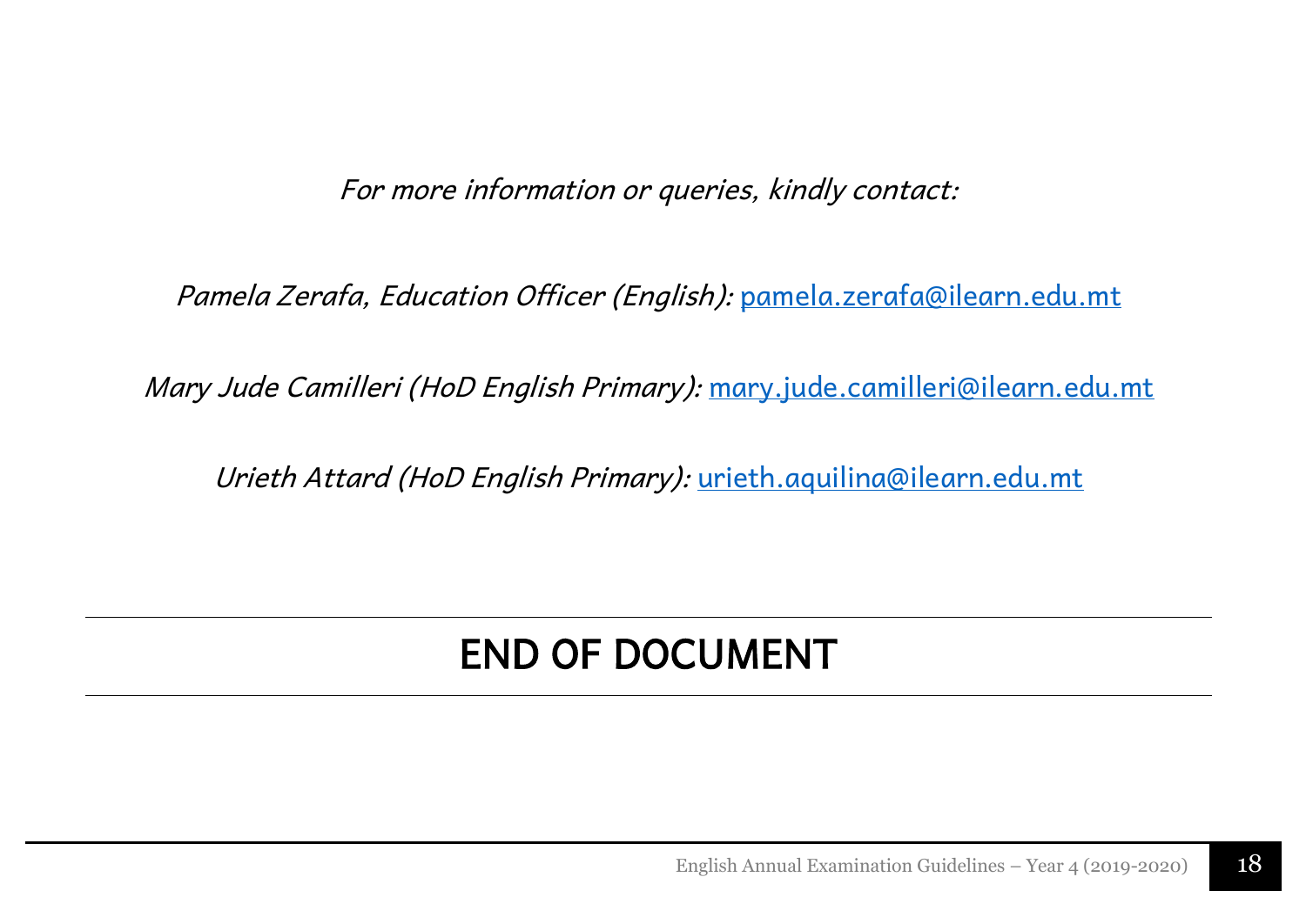*For more information or queries, kindly contact:*

*Pamela Zerafa, Education Officer (English):* pamela.zerafa@ilearn.edu.mt

*Mary Jude Camilleri (HoD English Primary):* mary.jude.camilleri@ilearn.edu.mt

*Urieth Attard (HoD English Primary):* urieth.aquilina@ilearn.edu.mt

---

# END OF DOCUMENT

---